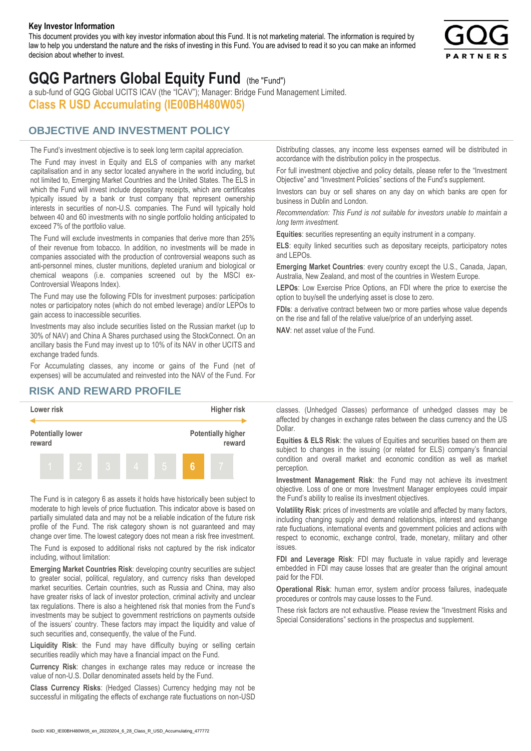**Key Investor Information**

This document provides you with key investor information about this Fund. It is not marketing material. The information is required by law to help you understand the nature and the risks of investing in this Fund. You are advised to read it so you can make an informed decision about whether to invest.

# GQG Partners Global Equity Fund (the "Fund")

a sub-fund of GQG Global UCITS ICAV (the "ICAV"); Manager: Bridge Fund Management Limited.

**Class R USD Accumulating (IE00BH480W05)**

## OBJECTIVE AND INVESTMENT POLICY

The Fund's investment objective is to seek long term capital appreciation.

The Fund may invest in Equity and ELS of companies with any market capitalisation and in any sector located anywhere in the world including, but not limited to, Emerging Market Countries and the United States. The ELS in which the Fund will invest include depositary receipts, which are certificates typically issued by a bank or trust company that represent ownership interests in securities of non-U.S. companies. The Fund will typically hold between 40 and 60 investments with no single portfolio holding anticipated to exceed 7% of the portfolio value.

The Fund will exclude investments in companies that derive more than 25% of their revenue from tobacco. In addition, no investments will be made in companies associated with the production of controversial weapons such as anti-personnel mines, cluster munitions, depleted uranium and biological or chemical weapons (i.e. companies screened out by the MSCI ex-Controversial Weapons Index).

The Fund may use the following FDIs for investment purposes: participation notes or participatory notes (which do not embed leverage) and/or LEPOs to gain access to inaccessible securities.

Investments may also include securities listed on the Russian market (up to 30% of NAV) and China A Shares purchased using the StockConnect. On an ancillary basis the Fund may invest up to 10% of its NAV in other UCITS and exchange traded funds.

For Accumulating classes, any income or gains of the Fund (net of expenses) will be accumulated and reinvested into the NAV of the Fund. For Distributing classes, any income less expenses earned will be distributed in accordance with the distribution policy in the prospectus.

For full investment objective and policy details, please refer to the "Investment Objective" and "Investment Policies" sections of the Fund's supplement.

Investors can buy or sell shares on any day on which banks are open for business in Dublin and London.

*Recommendation: This Fund is not suitable for investors unable to maintain a long term investment.*

**Equities**: securities representing an equity instrument in a company.

**ELS**: equity linked securities such as depositary receipts, participatory notes and LEPOs.

**Emerging Market Countries**: every country except the U.S., Canada, Japan, Australia, New Zealand, and most of the countries in Western Europe.

**LEPOs**: Low Exercise Price Options, an FDI where the price to exercise the option to buy/sell the underlying asset is close to zero.

**FDIs**: a derivative contract between two or more parties whose value depends on the rise and fall of the relative value/price of an underlying asset.

**NAV**: net asset value of the Fund.

## RISK AND REWARD PROFILE

| Lower risk | | | | | | Higher risk |
|---|---|---|---|---|---|---|
| Potentially lower reward | | | | | | Potentially higher reward |
| 1 | 2 | 3 | 4 | 5 | **6** | 7 |

The Fund is in category 6 as assets it holds have historically been subject to moderate to high levels of price fluctuation. This indicator above is based on partially simulated data and may not be a reliable indication of the future risk profile of the Fund. The risk category shown is not guaranteed and may change over time. The lowest category does not mean a risk free investment.

The Fund is exposed to additional risks not captured by the risk indicator including, without limitation:

**Emerging Market Countries Risk**: developing country securities are subject to greater social, political, regulatory, and currency risks than developed market securities. Certain countries, such as Russia and China, may also have greater risks of lack of investor protection, criminal activity and unclear tax regulations. There is also a heightened risk that monies from the Fund's investments may be subject to government restrictions on payments outside of the issuers' country. These factors may impact the liquidity and value of such securities and, consequently, the value of the Fund.

**Liquidity Risk**: the Fund may have difficulty buying or selling certain securities readily which may have a financial impact on the Fund.

**Currency Risk**: changes in exchange rates may reduce or increase the value of non-U.S. Dollar denominated assets held by the Fund.

**Class Currency Risks**: (Hedged Classes) Currency hedging may not be successful in mitigating the effects of exchange rate fluctuations on non-USD classes. (Unhedged Classes) performance of unhedged classes may be affected by changes in exchange rates between the class currency and the US Dollar.

**Equities & ELS Risk**: the values of Equities and securities based on them are subject to changes in the issuing (or related for ELS) company's financial condition and overall market and economic condition as well as market perception.

**Investment Management Risk**: the Fund may not achieve its investment objective. Loss of one or more Investment Manager employees could impair the Fund's ability to realise its investment objectives.

**Volatility Risk**: prices of investments are volatile and affected by many factors, including changing supply and demand relationships, interest and exchange rate fluctuations, international events and government policies and actions with respect to economic, exchange control, trade, monetary, military and other issues.

**FDI and Leverage Risk**: FDI may fluctuate in value rapidly and leverage embedded in FDI may cause losses that are greater than the original amount paid for the FDI.

**Operational Risk**: human error, system and/or process failures, inadequate procedures or controls may cause losses to the Fund.

These risk factors are not exhaustive. Please review the "Investment Risks and Special Considerations" sections in the prospectus and supplement.

DocID: KIID_IE00BH480W05_en_20220204_6_28_Class_R_USD_Accumulating_477772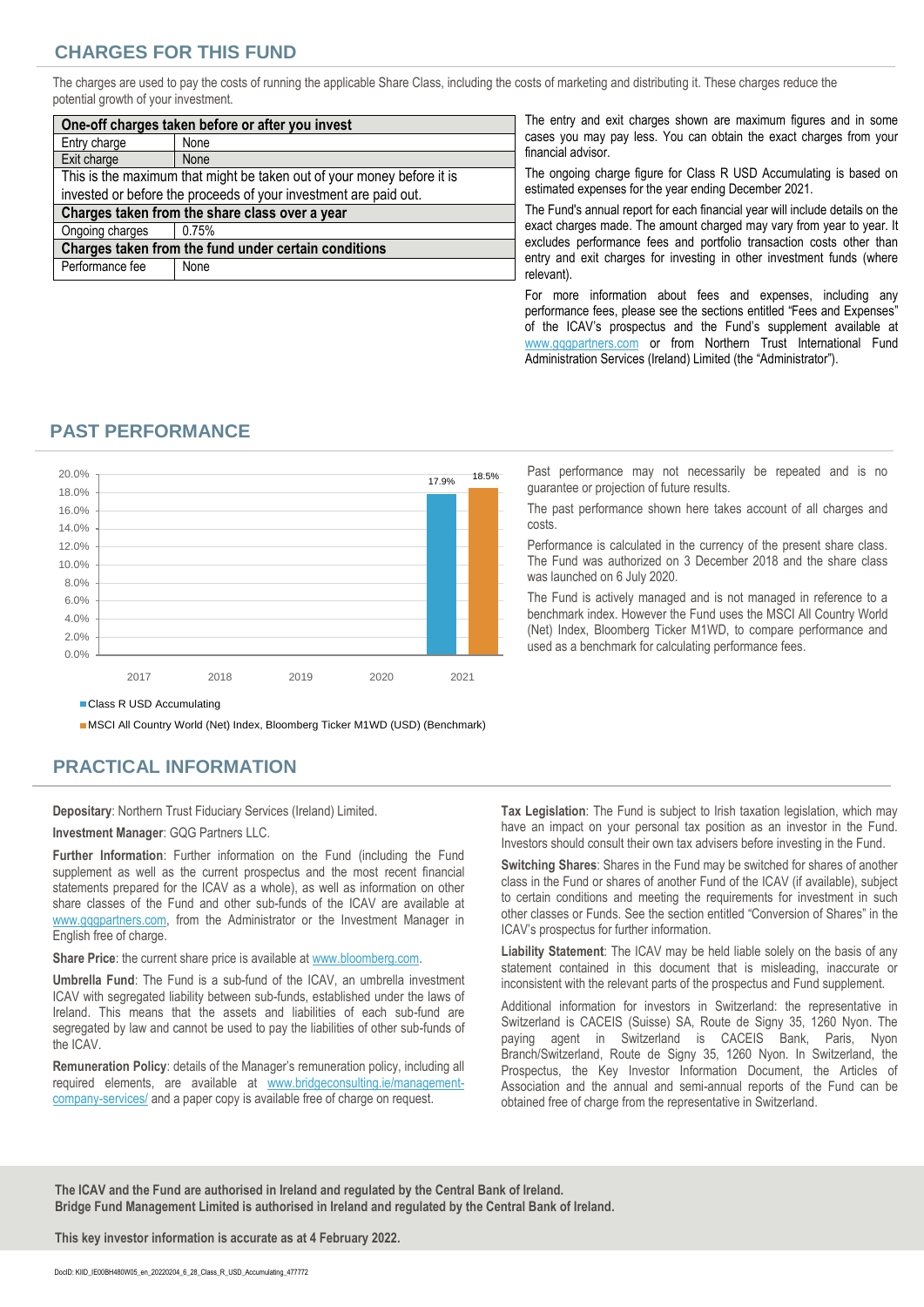## CHARGES FOR THIS FUND

The charges are used to pay the costs of running the applicable Share Class, including the costs of marketing and distributing it. These charges reduce the potential growth of your investment.

| One-off charges taken before or after you invest | |
|---|---|
| Entry charge | None |
| Exit charge | None |
| This is the maximum that might be taken out of your money before it is invested or before the proceeds of your investment are paid out. | |
| **Charges taken from the share class over a year** | |
| Ongoing charges | 0.75% |
| **Charges taken from the fund under certain conditions** | |
| Performance fee | None |

The entry and exit charges shown are maximum figures and in some cases you may pay less. You can obtain the exact charges from your financial advisor.

The ongoing charge figure for Class R USD Accumulating is based on estimated expenses for the year ending December 2021.

The Fund's annual report for each financial year will include details on the exact charges made. The amount charged may vary from year to year. It excludes performance fees and portfolio transaction costs other than entry and exit charges for investing in other investment funds (where relevant).

For more information about fees and expenses, including any performance fees, please see the sections entitled "Fees and Expenses" of the ICAV's prospectus and the Fund's supplement available at www.gqgpartners.com or from Northern Trust International Fund Administration Services (Ireland) Limited (the "Administrator").

## PAST PERFORMANCE

20.0%
18.0%
16.0%
14.0%
12.0%
10.0%
8.0%
6.0%
4.0%
2.0%
0.0%

17.9%
18.5%

2017
2018
2019
2020
2021

Class R USD Accumulating

MSCI All Country World (Net) Index, Bloomberg Ticker M1WD (USD) (Benchmark)

Past performance may not necessarily be repeated and is no guarantee or projection of future results.

The past performance shown here takes account of all charges and costs.

Performance is calculated in the currency of the present share class. The Fund was authorized on 3 December 2018 and the share class was launched on 6 July 2020.

The Fund is actively managed and is not managed in reference to a benchmark index. However the Fund uses the MSCI All Country World (Net) Index, Bloomberg Ticker M1WD, to compare performance and used as a benchmark for calculating performance fees.

## PRACTICAL INFORMATION

**Depositary**: Northern Trust Fiduciary Services (Ireland) Limited.

**Investment Manager**: GQG Partners LLC.

**Further Information**: Further information on the Fund (including the Fund supplement as well as the current prospectus and the most recent financial statements prepared for the ICAV as a whole), as well as information on other share classes of the Fund and other sub-funds of the ICAV are available at www.gqgpartners.com, from the Administrator or the Investment Manager in English free of charge.

**Share Price**: the current share price is available at www.bloomberg.com.

**Umbrella Fund**: The Fund is a sub-fund of the ICAV, an umbrella investment ICAV with segregated liability between sub-funds, established under the laws of Ireland. This means that the assets and liabilities of each sub-fund are segregated by law and cannot be used to pay the liabilities of other sub-funds of the ICAV.

**Remuneration Policy**: details of the Manager's remuneration policy, including all required elements, are available at www.bridgeconsulting.ie/management-company-services/ and a paper copy is available free of charge on request.

**Tax Legislation**: The Fund is subject to Irish taxation legislation, which may have an impact on your personal tax position as an investor in the Fund. Investors should consult their own tax advisers before investing in the Fund.

**Switching Shares**: Shares in the Fund may be switched for shares of another class in the Fund or shares of another Fund of the ICAV (if available), subject to certain conditions and meeting the requirements for investment in such other classes or Funds. See the section entitled "Conversion of Shares" in the ICAV's prospectus for further information.

**Liability Statement**: The ICAV may be held liable solely on the basis of any statement contained in this document that is misleading, inaccurate or inconsistent with the relevant parts of the prospectus and Fund supplement.

Additional information for investors in Switzerland: the representative in Switzerland is CACEIS (Suisse) SA, Route de Signy 35, 1260 Nyon. The paying agent in Switzerland is CACEIS Bank, Paris, Nyon Branch/Switzerland, Route de Signy 35, 1260 Nyon. In Switzerland, the Prospectus, the Key Investor Information Document, the Articles of Association and the annual and semi-annual reports of the Fund can be obtained free of charge from the representative in Switzerland.

**The ICAV and the Fund are authorised in Ireland and regulated by the Central Bank of Ireland.**
**Bridge Fund Management Limited is authorised in Ireland and regulated by the Central Bank of Ireland.**

**This key investor information is accurate as at 4 February 2022.**

DocID: KIID_IE00BH480W05_en_20220204_6_28_Class_R_USD_Accumulating_477772